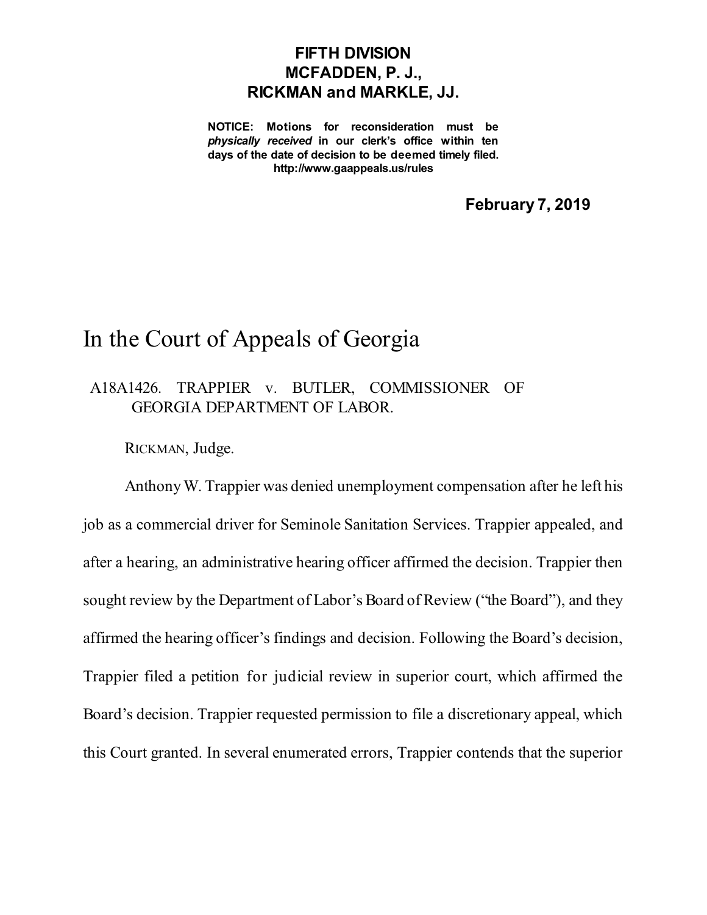**FIFTH DIVISION**
**MCFADDEN, P. J.,**
**RICKMAN and MARKLE, JJ.**

**NOTICE: Motions for reconsideration must be *physically received* in our clerk's office within ten days of the date of decision to be deemed timely filed.**
**http://www.gaappeals.us/rules**

**February 7, 2019**

# In the Court of Appeals of Georgia

A18A1426. TRAPPIER v. BUTLER, COMMISSIONER OF GEORGIA DEPARTMENT OF LABOR.

RICKMAN, Judge.

Anthony W. Trappier was denied unemployment compensation after he left his job as a commercial driver for Seminole Sanitation Services. Trappier appealed, and after a hearing, an administrative hearing officer affirmed the decision. Trappier then sought review by the Department of Labor's Board of Review ("the Board"), and they affirmed the hearing officer's findings and decision. Following the Board's decision, Trappier filed a petition for judicial review in superior court, which affirmed the Board's decision. Trappier requested permission to file a discretionary appeal, which this Court granted. In several enumerated errors, Trappier contends that the superior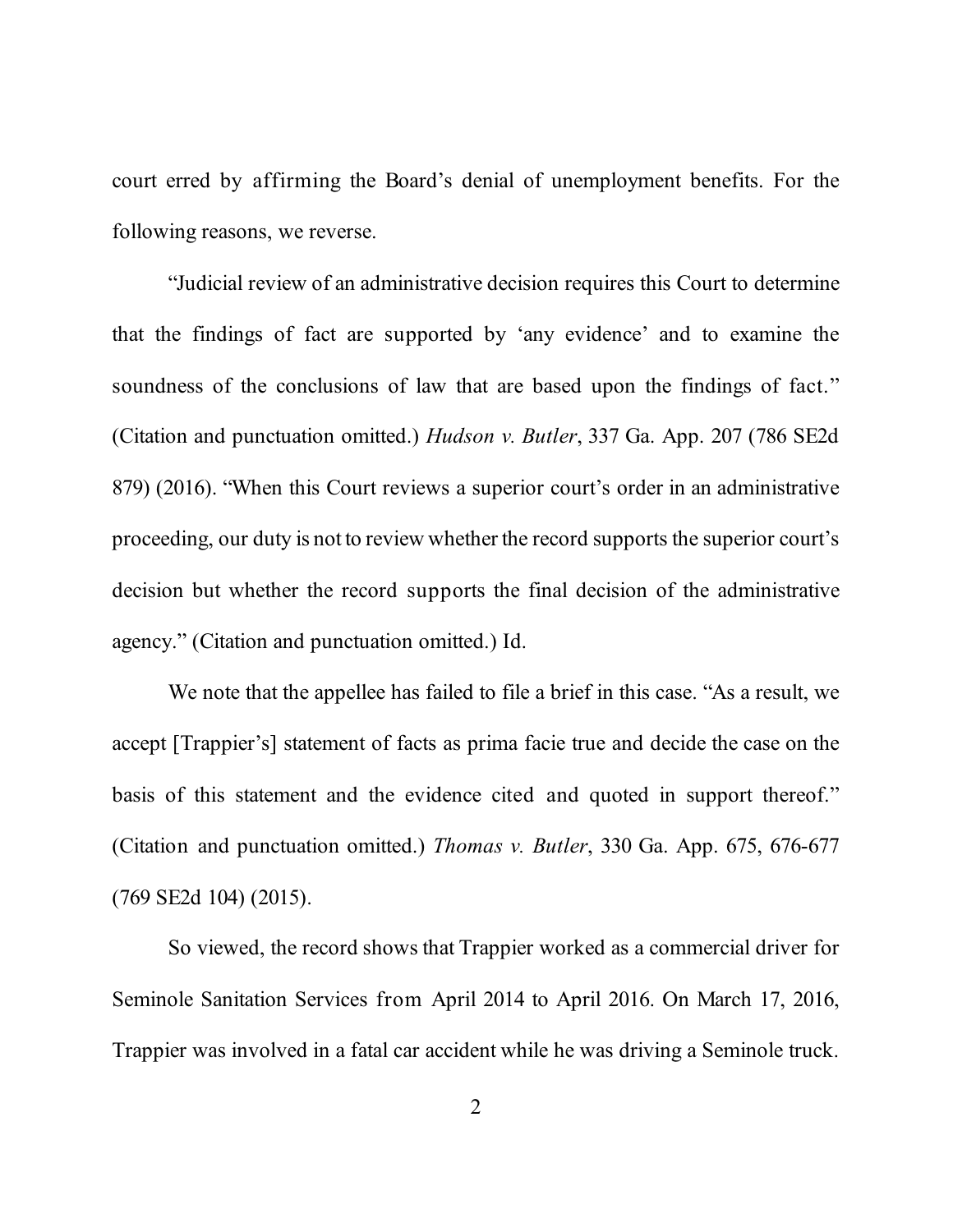court erred by affirming the Board's denial of unemployment benefits. For the following reasons, we reverse.

"Judicial review of an administrative decision requires this Court to determine that the findings of fact are supported by 'any evidence' and to examine the soundness of the conclusions of law that are based upon the findings of fact." (Citation and punctuation omitted.) *Hudson v. Butler*, 337 Ga. App. 207 (786 SE2d 879) (2016). "When this Court reviews a superior court's order in an administrative proceeding, our duty is not to review whether the record supports the superior court's decision but whether the record supports the final decision of the administrative agency." (Citation and punctuation omitted.) Id.

We note that the appellee has failed to file a brief in this case. "As a result, we accept [Trappier's] statement of facts as prima facie true and decide the case on the basis of this statement and the evidence cited and quoted in support thereof." (Citation and punctuation omitted.) *Thomas v. Butler*, 330 Ga. App. 675, 676-677 (769 SE2d 104) (2015).

So viewed, the record shows that Trappier worked as a commercial driver for Seminole Sanitation Services from April 2014 to April 2016. On March 17, 2016, Trappier was involved in a fatal car accident while he was driving a Seminole truck.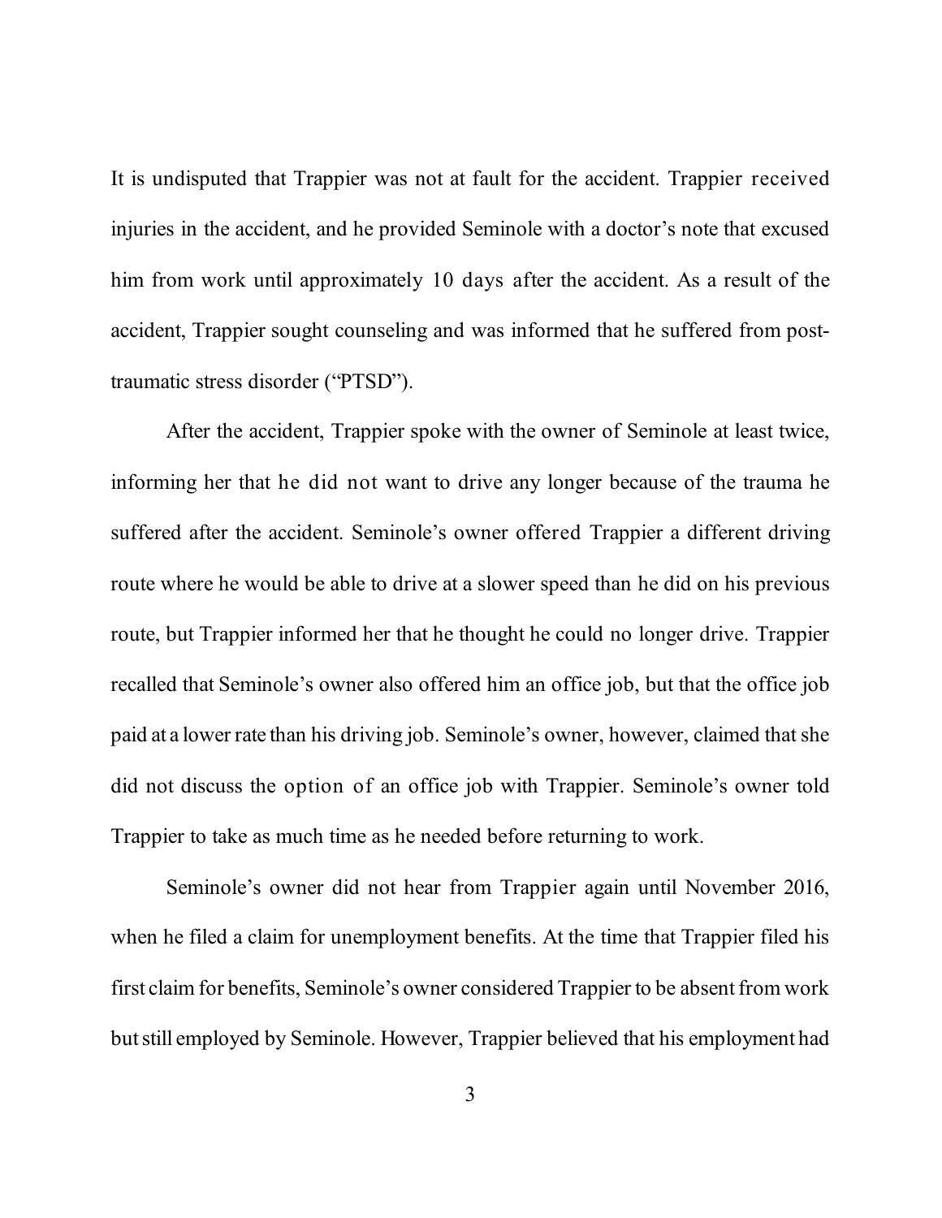It is undisputed that Trappier was not at fault for the accident. Trappier received injuries in the accident, and he provided Seminole with a doctor's note that excused him from work until approximately 10 days after the accident. As a result of the accident, Trappier sought counseling and was informed that he suffered from post-traumatic stress disorder ("PTSD").

After the accident, Trappier spoke with the owner of Seminole at least twice, informing her that he did not want to drive any longer because of the trauma he suffered after the accident. Seminole's owner offered Trappier a different driving route where he would be able to drive at a slower speed than he did on his previous route, but Trappier informed her that he thought he could no longer drive. Trappier recalled that Seminole's owner also offered him an office job, but that the office job paid at a lower rate than his driving job. Seminole's owner, however, claimed that she did not discuss the option of an office job with Trappier. Seminole's owner told Trappier to take as much time as he needed before returning to work.

Seminole's owner did not hear from Trappier again until November 2016, when he filed a claim for unemployment benefits. At the time that Trappier filed his first claim for benefits, Seminole's owner considered Trappier to be absent from work but still employed by Seminole. However, Trappier believed that his employment had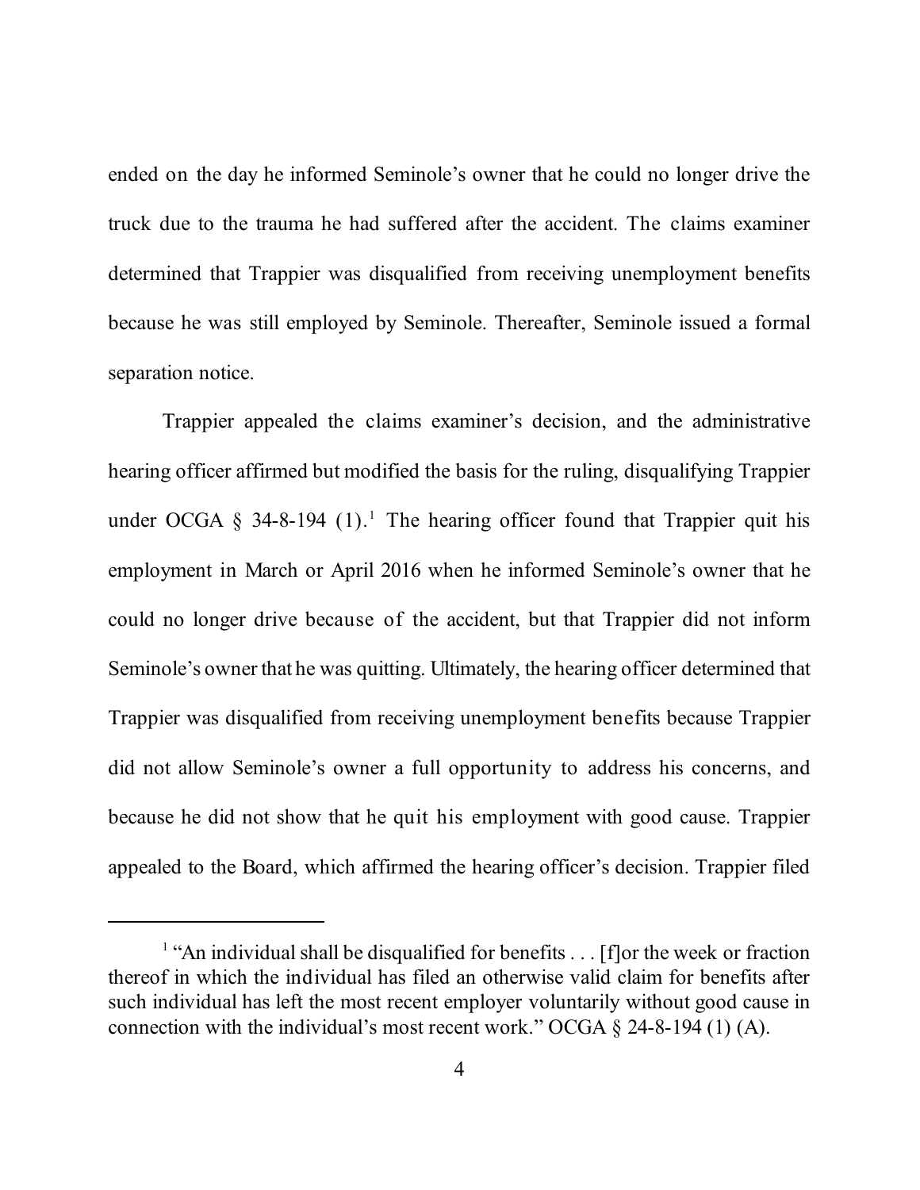ended on the day he informed Seminole's owner that he could no longer drive the truck due to the trauma he had suffered after the accident. The claims examiner determined that Trappier was disqualified from receiving unemployment benefits because he was still employed by Seminole. Thereafter, Seminole issued a formal separation notice.

Trappier appealed the claims examiner's decision, and the administrative hearing officer affirmed but modified the basis for the ruling, disqualifying Trappier under OCGA § 34-8-194 (1).[1] The hearing officer found that Trappier quit his employment in March or April 2016 when he informed Seminole's owner that he could no longer drive because of the accident, but that Trappier did not inform Seminole's owner that he was quitting. Ultimately, the hearing officer determined that Trappier was disqualified from receiving unemployment benefits because Trappier did not allow Seminole's owner a full opportunity to address his concerns, and because he did not show that he quit his employment with good cause. Trappier appealed to the Board, which affirmed the hearing officer's decision. Trappier filed

---

[1] "An individual shall be disqualified for benefits . . . [f]or the week or fraction thereof in which the individual has filed an otherwise valid claim for benefits after such individual has left the most recent employer voluntarily without good cause in connection with the individual's most recent work." OCGA § 24-8-194 (1) (A).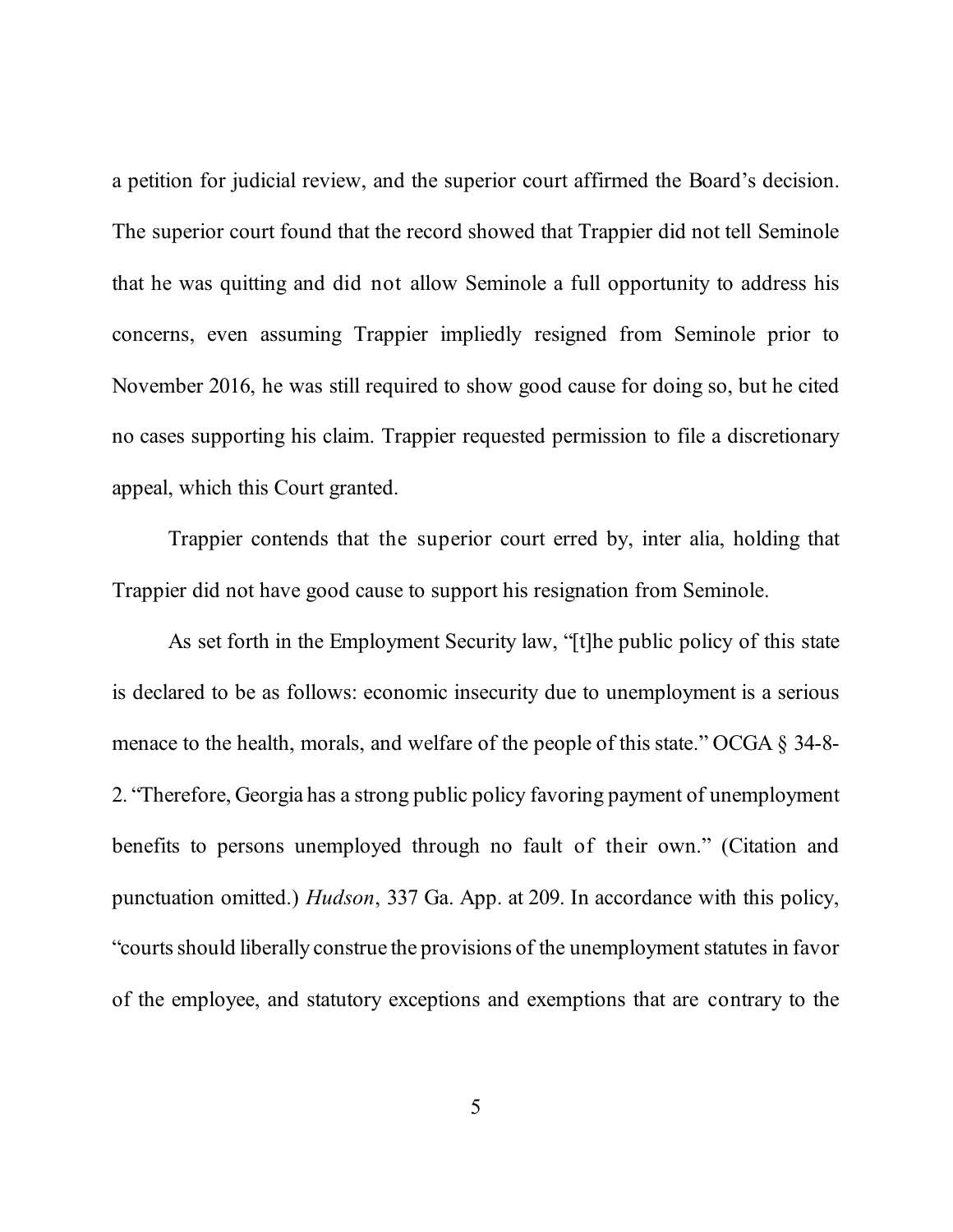a petition for judicial review, and the superior court affirmed the Board's decision. The superior court found that the record showed that Trappier did not tell Seminole that he was quitting and did not allow Seminole a full opportunity to address his concerns, even assuming Trappier impliedly resigned from Seminole prior to November 2016, he was still required to show good cause for doing so, but he cited no cases supporting his claim. Trappier requested permission to file a discretionary appeal, which this Court granted.

Trappier contends that the superior court erred by, inter alia, holding that Trappier did not have good cause to support his resignation from Seminole.

As set forth in the Employment Security law, "[t]he public policy of this state is declared to be as follows: economic insecurity due to unemployment is a serious menace to the health, morals, and welfare of the people of this state." OCGA § 34-8-2. "Therefore, Georgia has a strong public policy favoring payment of unemployment benefits to persons unemployed through no fault of their own." (Citation and punctuation omitted.) *Hudson*, 337 Ga. App. at 209. In accordance with this policy, "courts should liberally construe the provisions of the unemployment statutes in favor of the employee, and statutory exceptions and exemptions that are contrary to the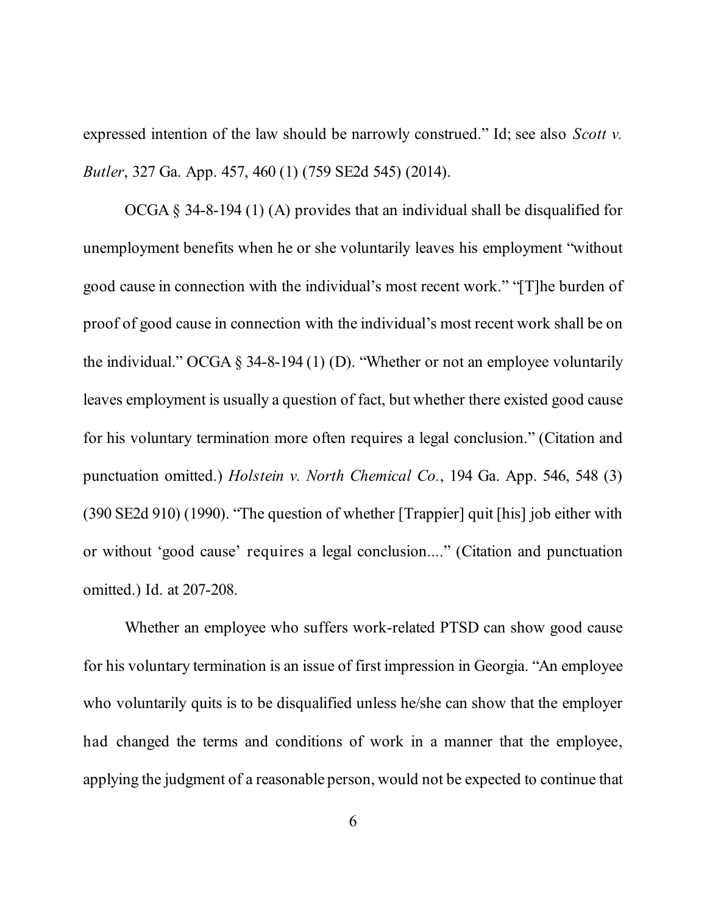expressed intention of the law should be narrowly construed." Id; see also *Scott v. Butler*, 327 Ga. App. 457, 460 (1) (759 SE2d 545) (2014).

OCGA § 34-8-194 (1) (A) provides that an individual shall be disqualified for unemployment benefits when he or she voluntarily leaves his employment "without good cause in connection with the individual's most recent work." "[T]he burden of proof of good cause in connection with the individual's most recent work shall be on the individual." OCGA § 34-8-194 (1) (D). "Whether or not an employee voluntarily leaves employment is usually a question of fact, but whether there existed good cause for his voluntary termination more often requires a legal conclusion." (Citation and punctuation omitted.) *Holstein v. North Chemical Co.*, 194 Ga. App. 546, 548 (3) (390 SE2d 910) (1990). "The question of whether [Trappier] quit [his] job either with or without 'good cause' requires a legal conclusion...." (Citation and punctuation omitted.) Id. at 207-208.

Whether an employee who suffers work-related PTSD can show good cause for his voluntary termination is an issue of first impression in Georgia. "An employee who voluntarily quits is to be disqualified unless he/she can show that the employer had changed the terms and conditions of work in a manner that the employee, applying the judgment of a reasonable person, would not be expected to continue that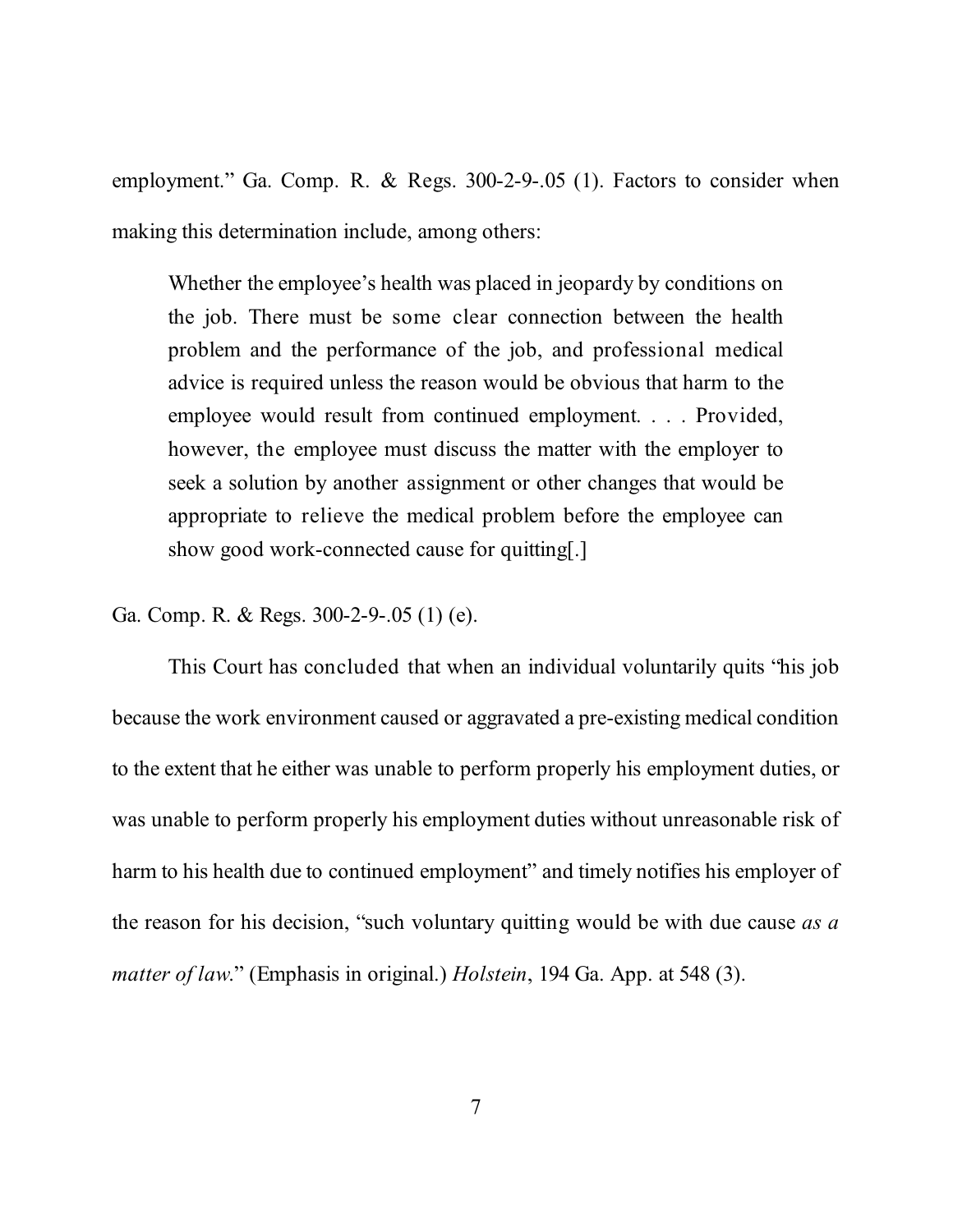employment." Ga. Comp. R. & Regs. 300-2-9-.05 (1). Factors to consider when making this determination include, among others:

> Whether the employee's health was placed in jeopardy by conditions on the job. There must be some clear connection between the health problem and the performance of the job, and professional medical advice is required unless the reason would be obvious that harm to the employee would result from continued employment. . . . Provided, however, the employee must discuss the matter with the employer to seek a solution by another assignment or other changes that would be appropriate to relieve the medical problem before the employee can show good work-connected cause for quitting[.]

Ga. Comp. R. & Regs. 300-2-9-.05 (1) (e).

This Court has concluded that when an individual voluntarily quits "his job because the work environment caused or aggravated a pre-existing medical condition to the extent that he either was unable to perform properly his employment duties, or was unable to perform properly his employment duties without unreasonable risk of harm to his health due to continued employment" and timely notifies his employer of the reason for his decision, "such voluntary quitting would be with due cause *as a matter of law*." (Emphasis in original.) *Holstein*, 194 Ga. App. at 548 (3).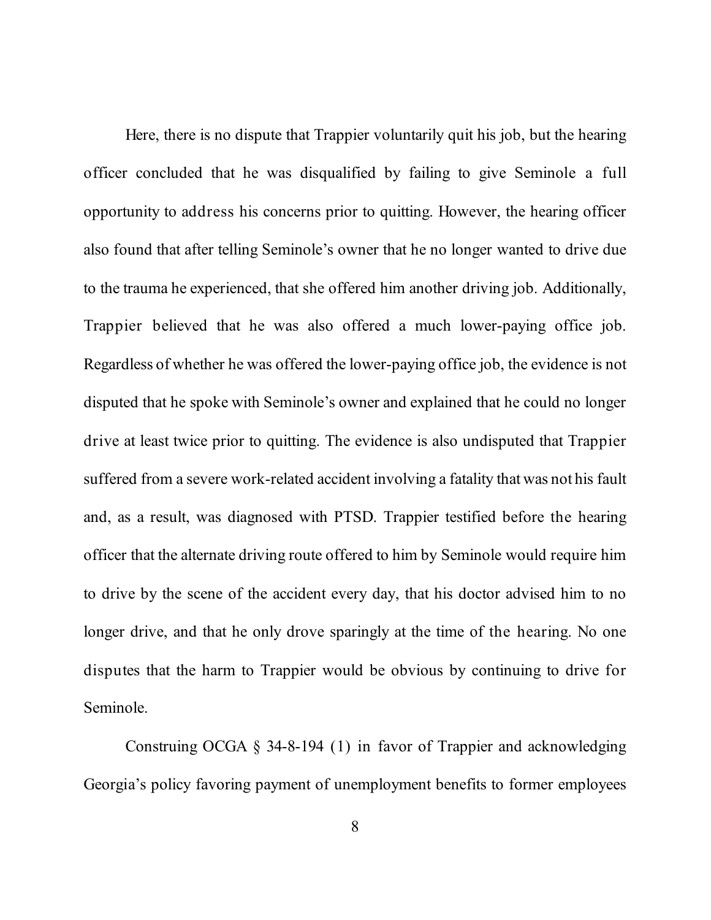Here, there is no dispute that Trappier voluntarily quit his job, but the hearing officer concluded that he was disqualified by failing to give Seminole a full opportunity to address his concerns prior to quitting. However, the hearing officer also found that after telling Seminole's owner that he no longer wanted to drive due to the trauma he experienced, that she offered him another driving job. Additionally, Trappier believed that he was also offered a much lower-paying office job. Regardless of whether he was offered the lower-paying office job, the evidence is not disputed that he spoke with Seminole's owner and explained that he could no longer drive at least twice prior to quitting. The evidence is also undisputed that Trappier suffered from a severe work-related accident involving a fatality that was not his fault and, as a result, was diagnosed with PTSD. Trappier testified before the hearing officer that the alternate driving route offered to him by Seminole would require him to drive by the scene of the accident every day, that his doctor advised him to no longer drive, and that he only drove sparingly at the time of the hearing. No one disputes that the harm to Trappier would be obvious by continuing to drive for Seminole.

Construing OCGA § 34-8-194 (1) in favor of Trappier and acknowledging Georgia's policy favoring payment of unemployment benefits to former employees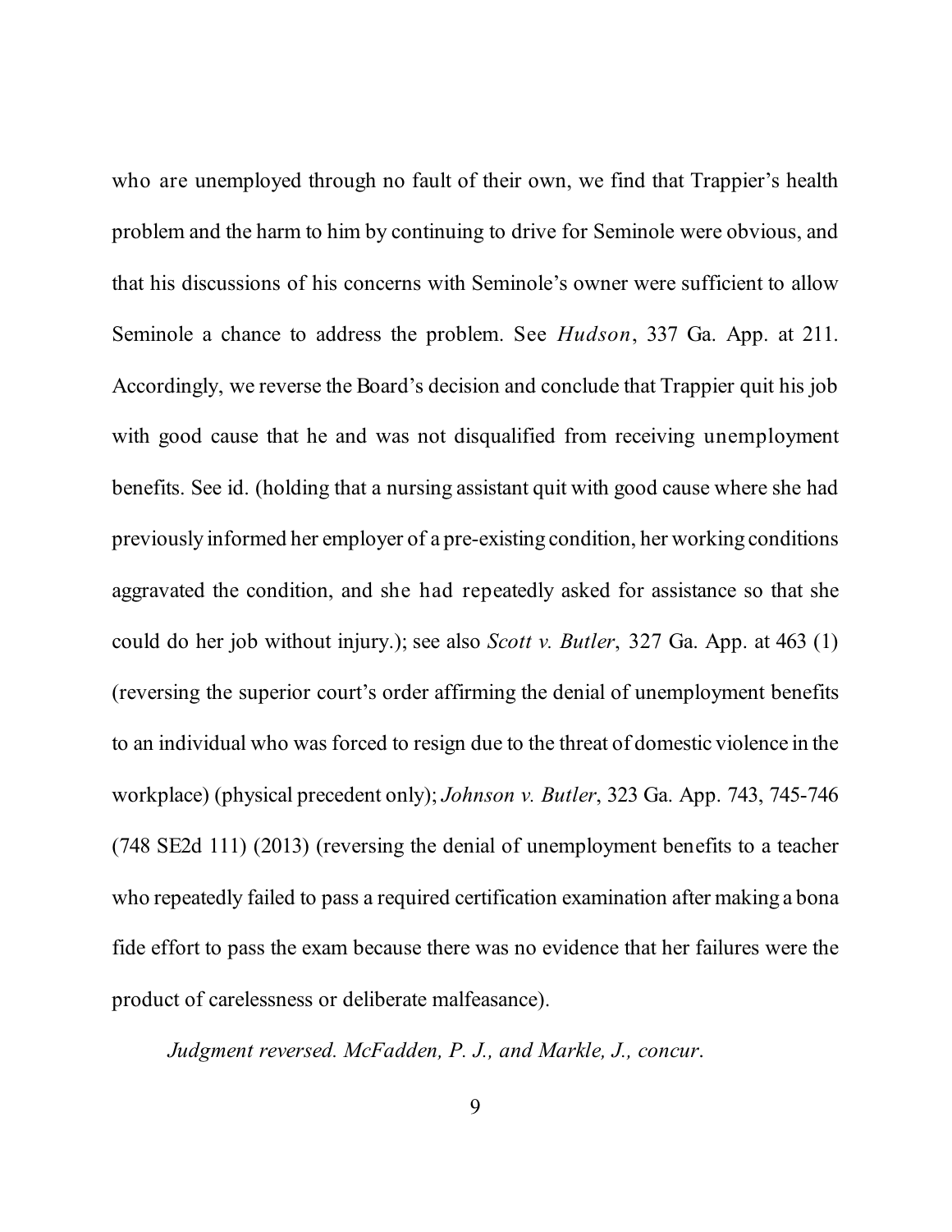who are unemployed through no fault of their own, we find that Trappier's health problem and the harm to him by continuing to drive for Seminole were obvious, and that his discussions of his concerns with Seminole's owner were sufficient to allow Seminole a chance to address the problem. See *Hudson*, 337 Ga. App. at 211. Accordingly, we reverse the Board's decision and conclude that Trappier quit his job with good cause that he and was not disqualified from receiving unemployment benefits. See id. (holding that a nursing assistant quit with good cause where she had previously informed her employer of a pre-existing condition, her working conditions aggravated the condition, and she had repeatedly asked for assistance so that she could do her job without injury.); see also *Scott v. Butler*, 327 Ga. App. at 463 (1) (reversing the superior court's order affirming the denial of unemployment benefits to an individual who was forced to resign due to the threat of domestic violence in the workplace) (physical precedent only); *Johnson v. Butler*, 323 Ga. App. 743, 745-746 (748 SE2d 111) (2013) (reversing the denial of unemployment benefits to a teacher who repeatedly failed to pass a required certification examination after making a bona fide effort to pass the exam because there was no evidence that her failures were the product of carelessness or deliberate malfeasance).

*Judgment reversed. McFadden, P. J., and Markle, J., concur.*